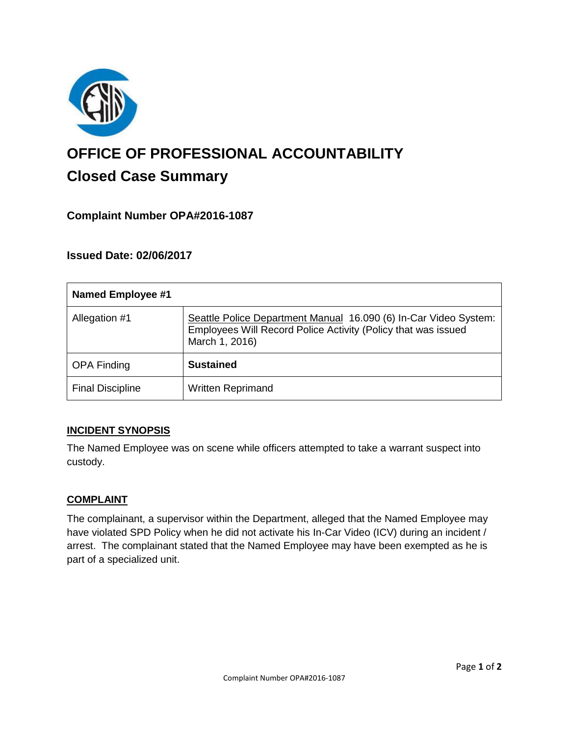# OFFICE OF PROFESSIONAL ACCOUNTABILITY

## Closed Case Summary

### Complaint Number OPA#2016-1087

### Issued Date: 02/06/2017

| **Named Employee #1** | |
|---|---|
| Allegation #1 | Seattle Police Department Manual 16.090 (6) In-Car Video System: Employees Will Record Police Activity (Policy that was issued March 1, 2016) |
| OPA Finding | **Sustained** |
| Final Discipline | Written Reprimand |

**INCIDENT SYNOPSIS**

The Named Employee was on scene while officers attempted to take a warrant suspect into custody.

**COMPLAINT**

The complainant, a supervisor within the Department, alleged that the Named Employee may have violated SPD Policy when he did not activate his In-Car Video (ICV) during an incident / arrest. The complainant stated that the Named Employee may have been exempted as he is part of a specialized unit.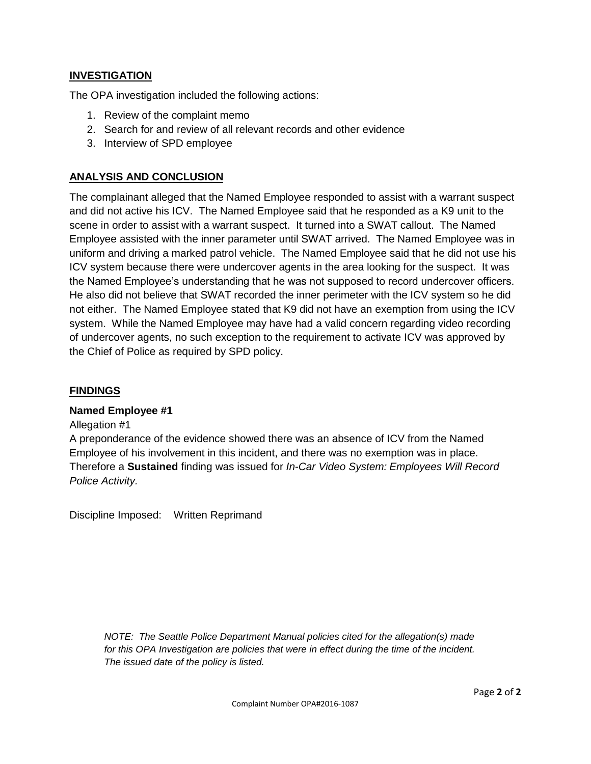## INVESTIGATION

The OPA investigation included the following actions:

1. Review of the complaint memo
2. Search for and review of all relevant records and other evidence
3. Interview of SPD employee

## ANALYSIS AND CONCLUSION

The complainant alleged that the Named Employee responded to assist with a warrant suspect and did not active his ICV. The Named Employee said that he responded as a K9 unit to the scene in order to assist with a warrant suspect. It turned into a SWAT callout. The Named Employee assisted with the inner parameter until SWAT arrived. The Named Employee was in uniform and driving a marked patrol vehicle. The Named Employee said that he did not use his ICV system because there were undercover agents in the area looking for the suspect. It was the Named Employee's understanding that he was not supposed to record undercover officers. He also did not believe that SWAT recorded the inner perimeter with the ICV system so he did not either. The Named Employee stated that K9 did not have an exemption from using the ICV system. While the Named Employee may have had a valid concern regarding video recording of undercover agents, no such exception to the requirement to activate ICV was approved by the Chief of Police as required by SPD policy.

## FINDINGS

**Named Employee #1**

Allegation #1

A preponderance of the evidence showed there was an absence of ICV from the Named Employee of his involvement in this incident, and there was no exemption was in place. Therefore a **Sustained** finding was issued for *In-Car Video System: Employees Will Record Police Activity.*

Discipline Imposed: Written Reprimand

*NOTE: The Seattle Police Department Manual policies cited for the allegation(s) made for this OPA Investigation are policies that were in effect during the time of the incident. The issued date of the policy is listed.*

Complaint Number OPA#2016-1087